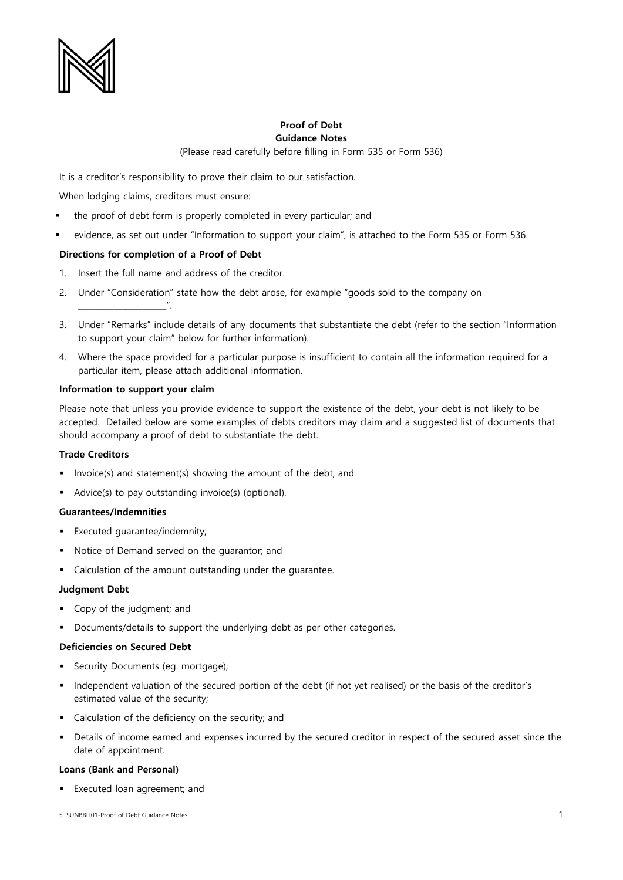**Proof of Debt**
**Guidance Notes**
(Please read carefully before filling in Form 535 or Form 536)

It is a creditor's responsibility to prove their claim to our satisfaction.

When lodging claims, creditors must ensure:

- the proof of debt form is properly completed in every particular; and
- evidence, as set out under "Information to support your claim", is attached to the Form 535 or Form 536.

**Directions for completion of a Proof of Debt**

1. Insert the full name and address of the creditor.
2. Under "Consideration" state how the debt arose, for example "goods sold to the company on ____________________".
3. Under "Remarks" include details of any documents that substantiate the debt (refer to the section "Information to support your claim" below for further information).
4. Where the space provided for a particular purpose is insufficient to contain all the information required for a particular item, please attach additional information.

**Information to support your claim**

Please note that unless you provide evidence to support the existence of the debt, your debt is not likely to be accepted. Detailed below are some examples of debts creditors may claim and a suggested list of documents that should accompany a proof of debt to substantiate the debt.

**Trade Creditors**

- Invoice(s) and statement(s) showing the amount of the debt; and
- Advice(s) to pay outstanding invoice(s) (optional).

**Guarantees/Indemnities**

- Executed guarantee/indemnity;
- Notice of Demand served on the guarantor; and
- Calculation of the amount outstanding under the guarantee.

**Judgment Debt**

- Copy of the judgment; and
- Documents/details to support the underlying debt as per other categories.

**Deficiencies on Secured Debt**

- Security Documents (eg. mortgage);
- Independent valuation of the secured portion of the debt (if not yet realised) or the basis of the creditor's estimated value of the security;
- Calculation of the deficiency on the security; and
- Details of income earned and expenses incurred by the secured creditor in respect of the secured asset since the date of appointment.

**Loans (Bank and Personal)**

- Executed loan agreement; and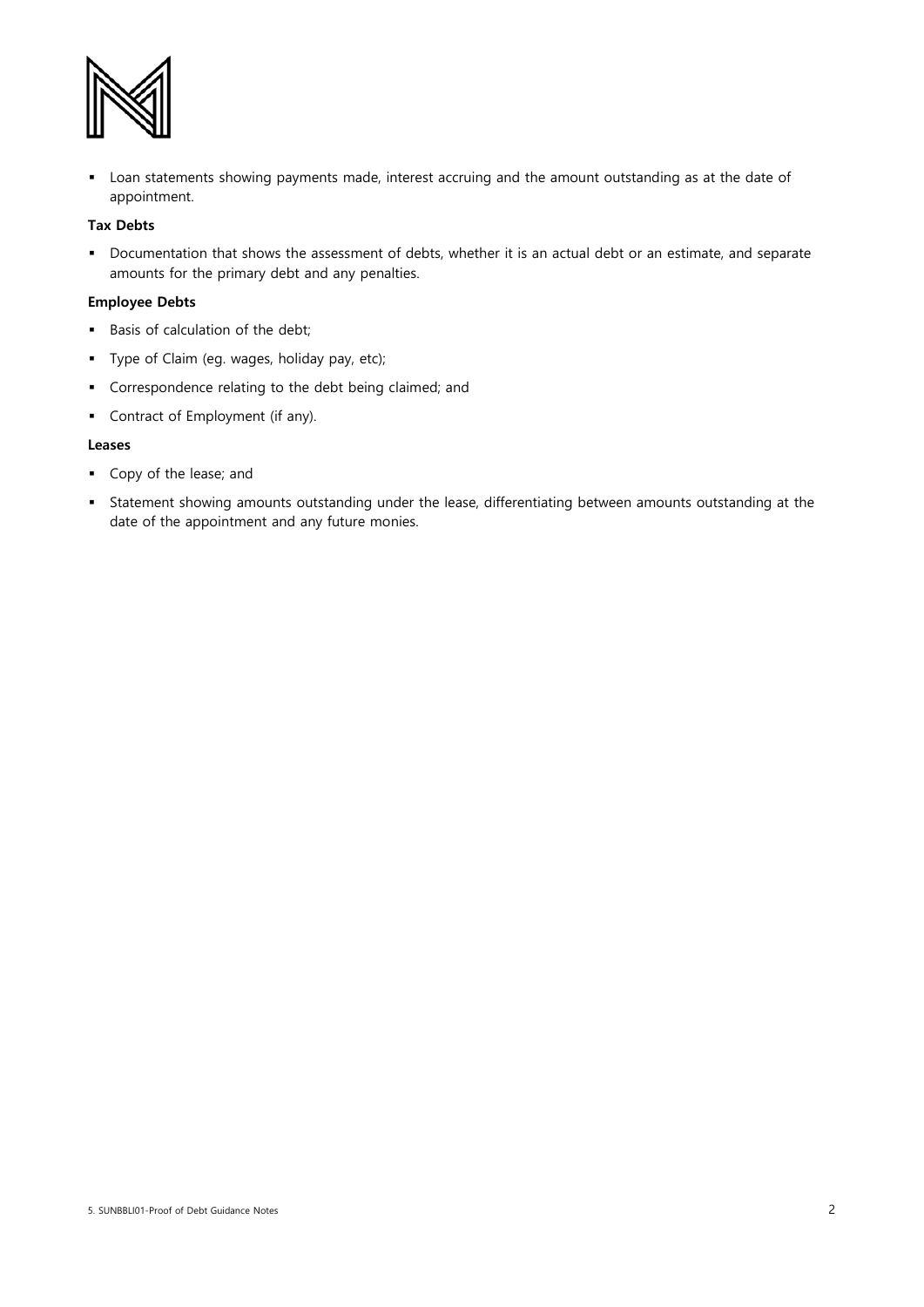- Loan statements showing payments made, interest accruing and the amount outstanding as at the date of appointment.

**Tax Debts**

- Documentation that shows the assessment of debts, whether it is an actual debt or an estimate, and separate amounts for the primary debt and any penalties.

**Employee Debts**

- Basis of calculation of the debt;
- Type of Claim (eg. wages, holiday pay, etc);
- Correspondence relating to the debt being claimed; and
- Contract of Employment (if any).

**Leases**

- Copy of the lease; and
- Statement showing amounts outstanding under the lease, differentiating between amounts outstanding at the date of the appointment and any future monies.